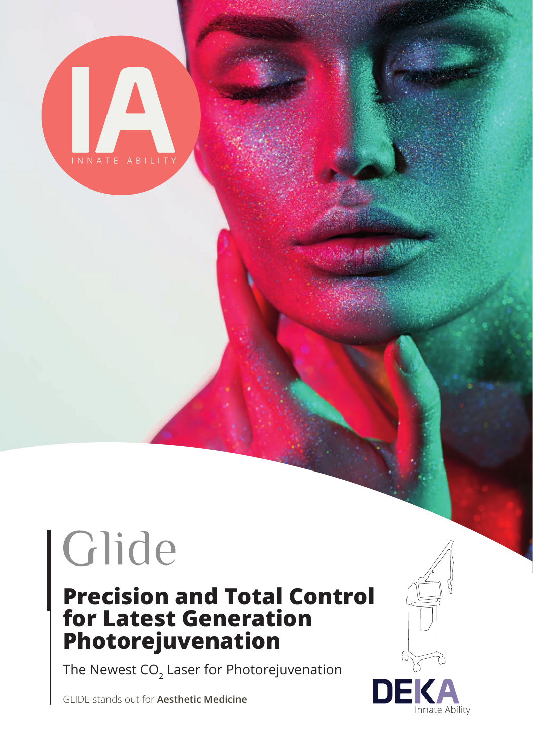# Glide

## Precision and Total Control for Latest Generation Photorejuvenation

The Newest $CO_2$ Laser for Photorejuvenation

GLIDE stands out for **Aesthetic Medicine**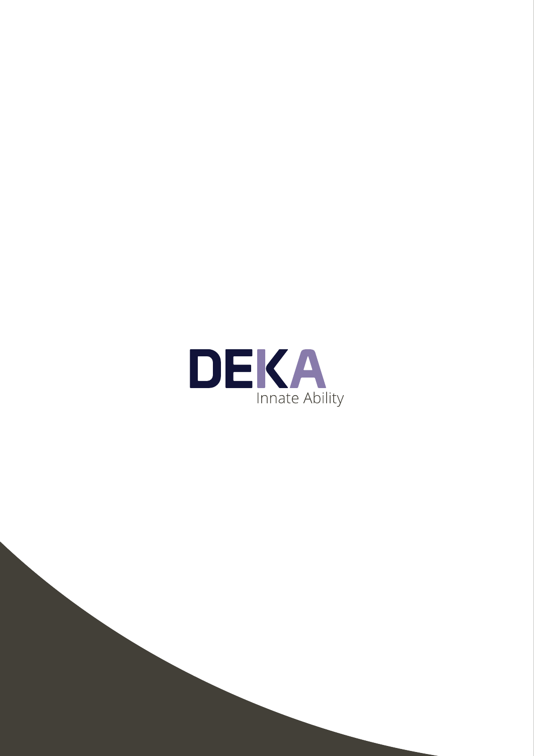DEKA

Innate Ability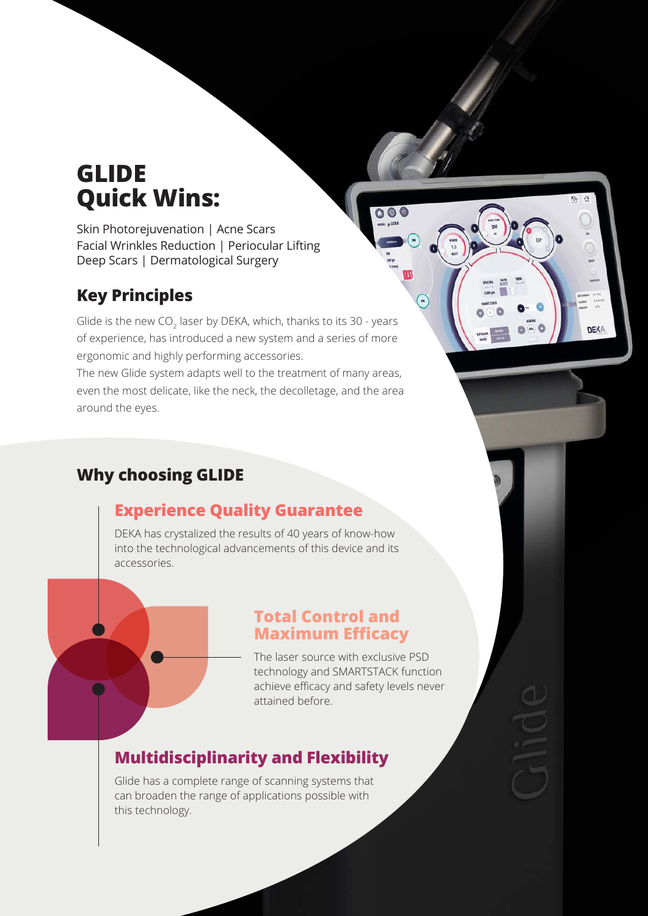# GLIDE Quick Wins:

Skin Photorejuvenation | Acne Scars
Facial Wrinkles Reduction | Periocular Lifting
Deep Scars | Dermatological Surgery

## Key Principles

Glide is the new $CO_2$ laser by DEKA, which, thanks to its 30 - years of experience, has introduced a new system and a series of more ergonomic and highly performing accessories.
The new Glide system adapts well to the treatment of many areas, even the most delicate, like the neck, the decolletage, and the area around the eyes.

## Why choosing GLIDE

### Experience Quality Guarantee

DEKA has crystalized the results of 40 years of know-how into the technological advancements of this device and its accessories.

### Total Control and Maximum Efficacy

The laser source with exclusive PSD technology and SMARTSTACK function achieve efficacy and safety levels never attained before.

### Multidisciplinarity and Flexibility

Glide has a complete range of scanning systems that can broaden the range of applications possible with this technology.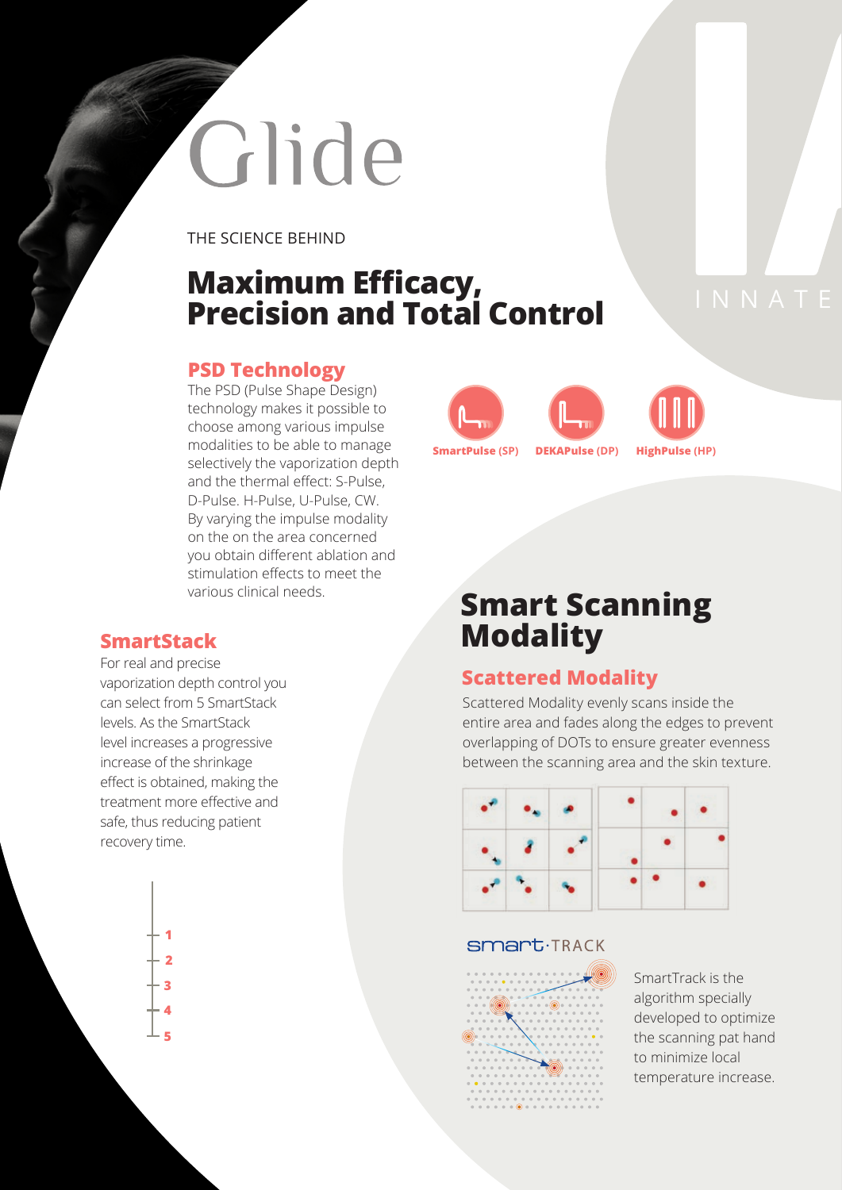# Glide

THE SCIENCE BEHIND

## Maximum Efficacy, Precision and Total Control

INNATE

### PSD Technology

The PSD (Pulse Shape Design) technology makes it possible to choose among various impulse modalities to be able to manage selectively the vaporization depth and the thermal effect: S-Pulse, D-Pulse. H-Pulse, U-Pulse, CW. By varying the impulse modality on the on the area concerned you obtain different ablation and stimulation effects to meet the various clinical needs.

SmartPulse (SP) DEKAPulse (DP) HighPulse (HP)

### SmartStack

For real and precise vaporization depth control you can select from 5 SmartStack levels. As the SmartStack level increases a progressive increase of the shrinkage effect is obtained, making the treatment more effective and safe, thus reducing patient recovery time.

1
2
3
4
5

## Smart Scanning Modality

### Scattered Modality

Scattered Modality evenly scans inside the entire area and fades along the edges to prevent overlapping of DOTs to ensure greater evenness between the scanning area and the skin texture.

smart·TRACK

SmartTrack is the algorithm specially developed to optimize the scanning pat hand to minimize local temperature increase.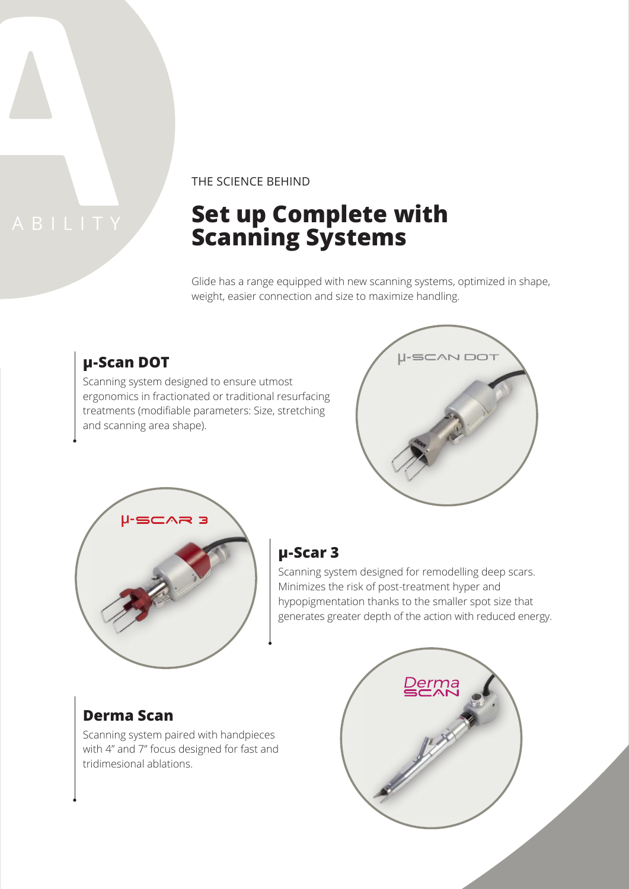THE SCIENCE BEHIND

# Set up Complete with Scanning Systems

Glide has a range equipped with new scanning systems, optimized in shape, weight, easier connection and size to maximize handling.

## μ-Scan DOT

Scanning system designed to ensure utmost ergonomics in fractionated or traditional resurfacing treatments (modifiable parameters: Size, stretching and scanning area shape).

## μ-Scar 3

Scanning system designed for remodelling deep scars. Minimizes the risk of post-treatment hyper and hypopigmentation thanks to the smaller spot size that generates greater depth of the action with reduced energy.

## Derma Scan

Scanning system paired with handpieces with 4" and 7" focus designed for fast and tridimesional ablations.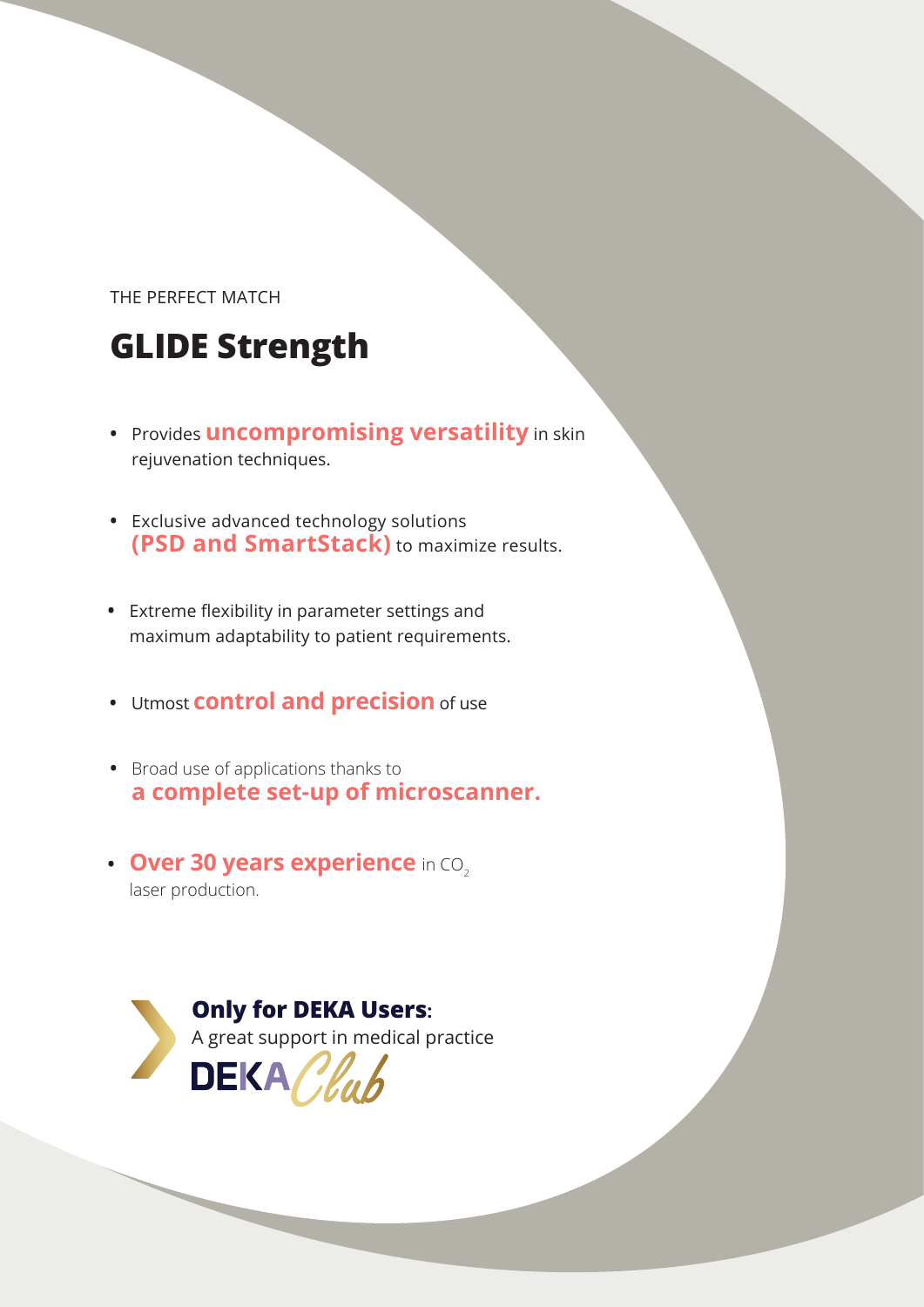THE PERFECT MATCH

# GLIDE Strength

- Provides **uncompromising versatility** in skin rejuvenation techniques.
- Exclusive advanced technology solutions **(PSD and SmartStack)** to maximize results.
- Extreme flexibility in parameter settings and maximum adaptability to patient requirements.
- Utmost **control and precision** of use
- Broad use of applications thanks to **a complete set-up of microscanner.**
- **Over 30 years experience** in $CO_2$ laser production.

**Only for DEKA Users:**
A great support in medical practice
DEKA Club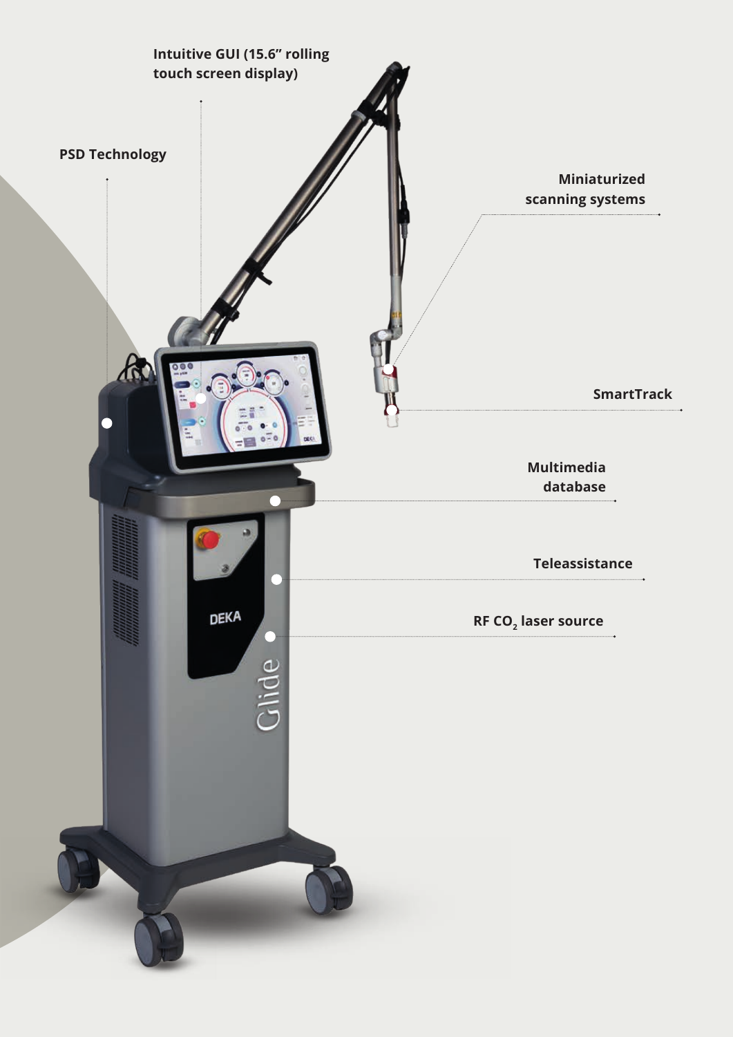Intuitive GUI (15.6" rolling touch screen display)

PSD Technology

Miniaturized scanning systems

SmartTrack

Multimedia database

Teleassistance

RF $CO_2$ laser source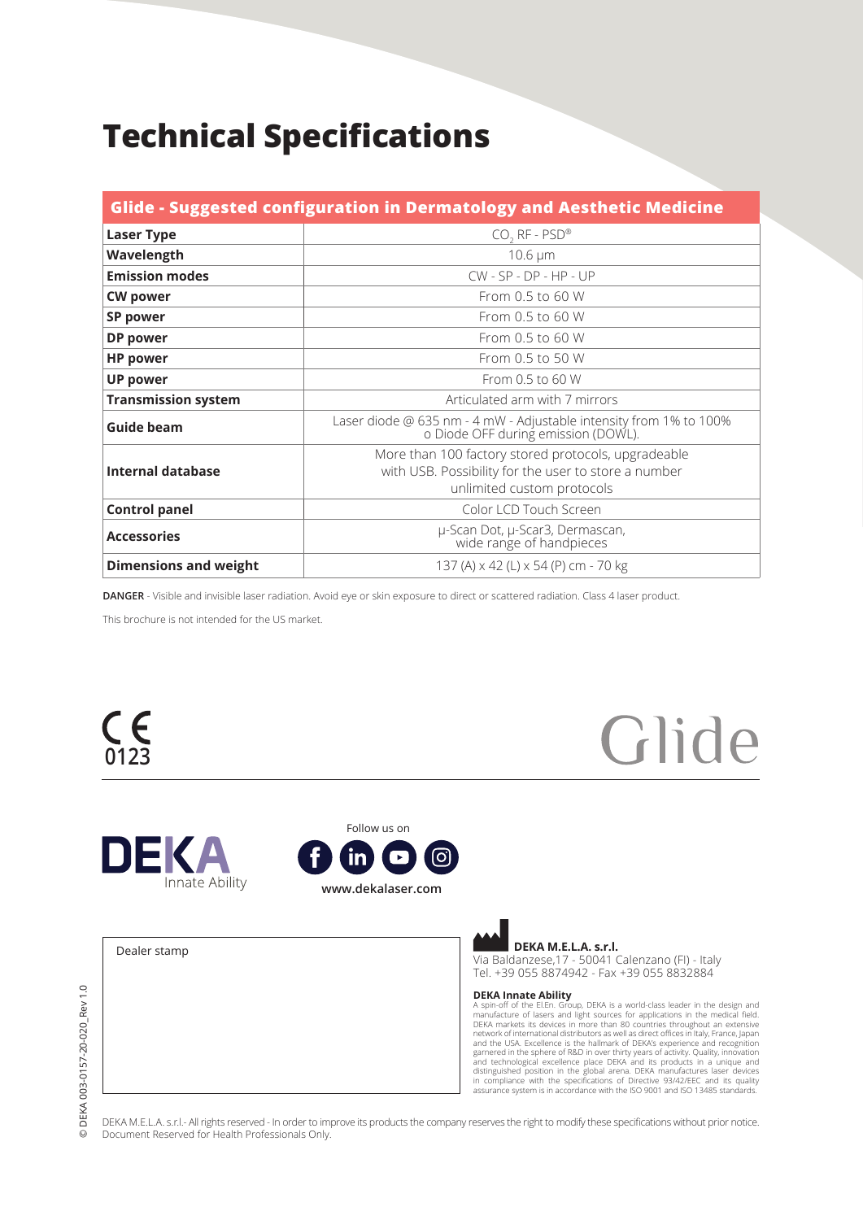# Technical Specifications

| Glide - Suggested configuration in Dermatology and Aesthetic Medicine | |
|---|---|
| **Laser Type** | $CO_2$ RF - PSD® |
| **Wavelength** | 10.6 µm |
| **Emission modes** | CW - SP - DP - HP - UP |
| **CW power** | From 0.5 to 60 W |
| **SP power** | From 0.5 to 60 W |
| **DP power** | From 0.5 to 60 W |
| **HP power** | From 0.5 to 50 W |
| **UP power** | From 0.5 to 60 W |
| **Transmission system** | Articulated arm with 7 mirrors |
| **Guide beam** | Laser diode @ 635 nm - 4 mW - Adjustable intensity from 1% to 100% o Diode OFF during emission (DOWL). |
| **Internal database** | More than 100 factory stored protocols, upgradeable with USB. Possibility for the user to store a number unlimited custom protocols |
| **Control panel** | Color LCD Touch Screen |
| **Accessories** | µ-Scan Dot, µ-Scar3, Dermascan, wide range of handpieces |
| **Dimensions and weight** | 137 (A) x 42 (L) x 54 (P) cm - 70 kg |

**DANGER** - Visible and invisible laser radiation. Avoid eye or skin exposure to direct or scattered radiation. Class 4 laser product.

This brochure is not intended for the US market.

CE 0123

Glide

DEKA Innate Ability

Follow us on

www.dekalaser.com

Dealer stamp

**DEKA M.E.L.A. s.r.l.**
Via Baldanzese,17 - 50041 Calenzano (FI) - Italy
Tel. +39 055 8874942 - Fax +39 055 8832884

**DEKA Innate Ability**
A spin-off of the El.En. Group, DEKA is a world-class leader in the design and manufacture of lasers and light sources for applications in the medical field. DEKA markets its devices in more than 80 countries throughout an extensive network of international distributors as well as direct offices in Italy, France, Japan and the USA. Excellence is the hallmark of DEKA's experience and recognition garnered in the sphere of R&D in over thirty years of activity. Quality, innovation and technological excellence place DEKA and its products in a unique and distinguished position in the global arena. DEKA manufactures laser devices in compliance with the specifications of Directive 93/42/EEC and its quality assurance system is in accordance with the ISO 9001 and ISO 13485 standards.

© DEKA 003-0157-20-020_Rev 1.0

DEKA M.E.L.A. s.r.l.- All rights reserved - In order to improve its products the company reserves the right to modify these specifications without prior notice.
Document Reserved for Health Professionals Only.